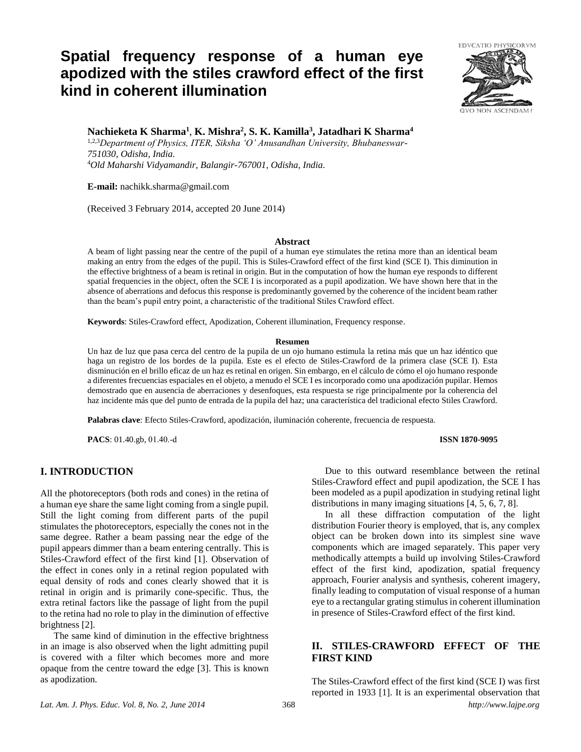# Spatial frequency response of a human eye apodized with the stiles crawford effect of the first kind in coherent illumination

**Nachieketa K Sharma[1], K. Mishra[2], S. K. Kamilla[3], Jatadhari K Sharma[4]**

[1,2,3]*Department of Physics, ITER, Siksha 'O' Anusandhan University, Bhubaneswar-751030, Odisha, India.*
[4]*Old Maharshi Vidyamandir, Balangir-767001, Odisha, India.*

**E-mail:** nachikk.sharma@gmail.com

(Received 3 February 2014, accepted 20 June 2014)

### Abstract

A beam of light passing near the centre of the pupil of a human eye stimulates the retina more than an identical beam making an entry from the edges of the pupil. This is Stiles-Crawford effect of the first kind (SCE I). This diminution in the effective brightness of a beam is retinal in origin. But in the computation of how the human eye responds to different spatial frequencies in the object, often the SCE I is incorporated as a pupil apodization. We have shown here that in the absence of aberrations and defocus this response is predominantly governed by the coherence of the incident beam rather than the beam's pupil entry point, a characteristic of the traditional Stiles Crawford effect.

**Keywords**: Stiles-Crawford effect, Apodization, Coherent illumination, Frequency response.

### Resumen

Un haz de luz que pasa cerca del centro de la pupila de un ojo humano estimula la retina más que un haz idéntico que haga un registro de los bordes de la pupila. Este es el efecto de Stiles-Crawford de la primera clase (SCE I). Esta disminución en el brillo eficaz de un haz es retinal en origen. Sin embargo, en el cálculo de cómo el ojo humano responde a diferentes frecuencias espaciales en el objeto, a menudo el SCE I es incorporado como una apodización pupilar. Hemos demostrado que en ausencia de aberraciones y desenfoques, esta respuesta se rige principalmente por la coherencia del haz incidente más que del punto de entrada de la pupila del haz; una característica del tradicional efecto Stiles Crawford.

**Palabras clave**: Efecto Stiles-Crawford, apodización, iluminación coherente, frecuencia de respuesta.

**PACS**: 01.40.gb, 01.40.-d **ISSN 1870-9095**

## I. INTRODUCTION

All the photoreceptors (both rods and cones) in the retina of a human eye share the same light coming from a single pupil. Still the light coming from different parts of the pupil stimulates the photoreceptors, especially the cones not in the same degree. Rather a beam passing near the edge of the pupil appears dimmer than a beam entering centrally. This is Stiles-Crawford effect of the first kind [1]. Observation of the effect in cones only in a retinal region populated with equal density of rods and cones clearly showed that it is retinal in origin and is primarily cone-specific. Thus, the extra retinal factors like the passage of light from the pupil to the retina had no role to play in the diminution of effective brightness [2].

The same kind of diminution in the effective brightness in an image is also observed when the light admitting pupil is covered with a filter which becomes more and more opaque from the centre toward the edge [3]. This is known as apodization.

Due to this outward resemblance between the retinal Stiles-Crawford effect and pupil apodization, the SCE I has been modeled as a pupil apodization in studying retinal light distributions in many imaging situations [4, 5, 6, 7, 8].

In all these diffraction computation of the light distribution Fourier theory is employed, that is, any complex object can be broken down into its simplest sine wave components which are imaged separately. This paper very methodically attempts a build up involving Stiles-Crawford effect of the first kind, apodization, spatial frequency approach, Fourier analysis and synthesis, coherent imagery, finally leading to computation of visual response of a human eye to a rectangular grating stimulus in coherent illumination in presence of Stiles-Crawford effect of the first kind.

## II. STILES-CRAWFORD EFFECT OF THE FIRST KIND

The Stiles-Crawford effect of the first kind (SCE I) was first reported in 1933 [1]. It is an experimental observation that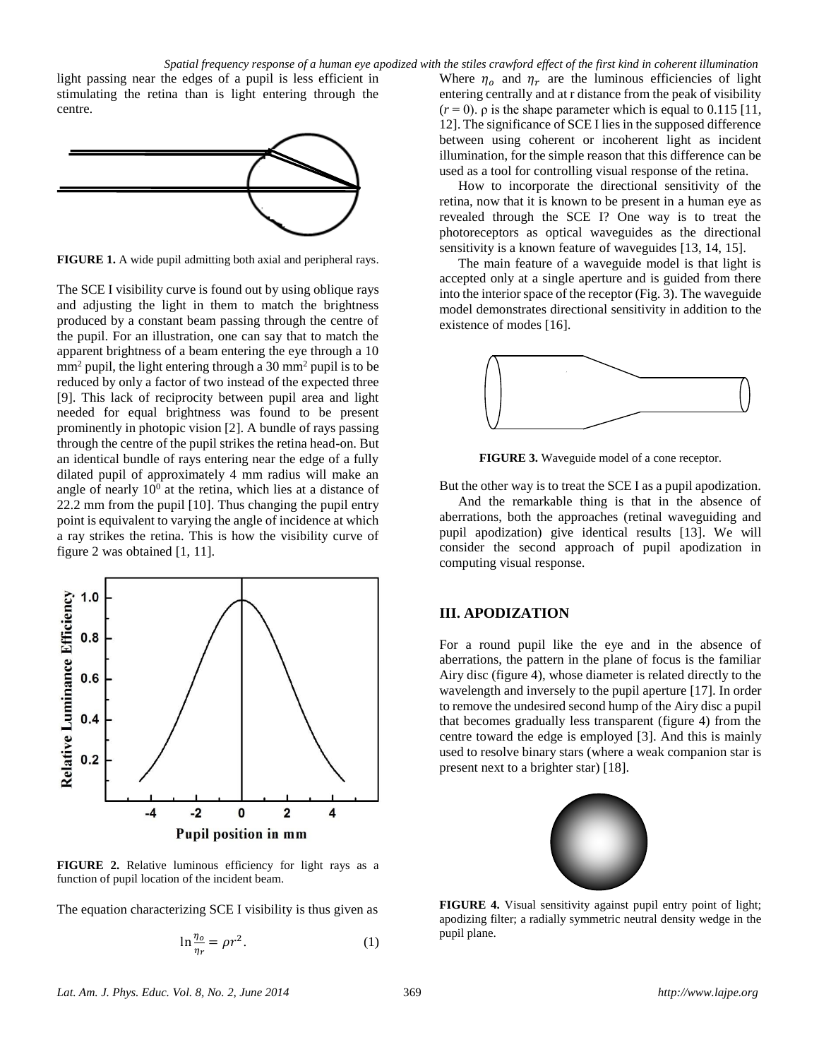light passing near the edges of a pupil is less efficient in stimulating the retina than is light entering through the centre.

FIGURE 1. A wide pupil admitting both axial and peripheral rays.

The SCE I visibility curve is found out by using oblique rays and adjusting the light in them to match the brightness produced by a constant beam passing through the centre of the pupil. For an illustration, one can say that to match the apparent brightness of a beam entering the eye through a 10 mm$^2$ pupil, the light entering through a 30 mm$^2$ pupil is to be reduced by only a factor of two instead of the expected three [9]. This lack of reciprocity between pupil area and light needed for equal brightness was found to be present prominently in photopic vision [2]. A bundle of rays passing through the centre of the pupil strikes the retina head-on. But an identical bundle of rays entering near the edge of a fully dilated pupil of approximately 4 mm radius will make an angle of nearly $10^0$ at the retina, which lies at a distance of 22.2 mm from the pupil [10]. Thus changing the pupil entry point is equivalent to varying the angle of incidence at which a ray strikes the retina. This is how the visibility curve of figure 2 was obtained [1, 11].

FIGURE 2. Relative luminous efficiency for light rays as a function of pupil location of the incident beam.

The equation characterizing SCE I visibility is thus given as

$$\ln\frac{\eta_o}{\eta_r} = \rho r^2. \quad (1)$$

Where $\eta_o$ and $\eta_r$ are the luminous efficiencies of light entering centrally and at r distance from the peak of visibility ($r = 0$). $\rho$ is the shape parameter which is equal to 0.115 [11, 12]. The significance of SCE I lies in the supposed difference between using coherent or incoherent light as incident illumination, for the simple reason that this difference can be used as a tool for controlling visual response of the retina.

How to incorporate the directional sensitivity of the retina, now that it is known to be present in a human eye as revealed through the SCE I? One way is to treat the photoreceptors as optical waveguides as the directional sensitivity is a known feature of waveguides [13, 14, 15].

The main feature of a waveguide model is that light is accepted only at a single aperture and is guided from there into the interior space of the receptor (Fig. 3). The waveguide model demonstrates directional sensitivity in addition to the existence of modes [16].

FIGURE 3. Waveguide model of a cone receptor.

But the other way is to treat the SCE I as a pupil apodization.

And the remarkable thing is that in the absence of aberrations, both the approaches (retinal waveguiding and pupil apodization) give identical results [13]. We will consider the second approach of pupil apodization in computing visual response.

## III. APODIZATION

For a round pupil like the eye and in the absence of aberrations, the pattern in the plane of focus is the familiar Airy disc (figure 4), whose diameter is related directly to the wavelength and inversely to the pupil aperture [17]. In order to remove the undesired second hump of the Airy disc a pupil that becomes gradually less transparent (figure 4) from the centre toward the edge is employed [3]. And this is mainly used to resolve binary stars (where a weak companion star is present next to a brighter star) [18].

FIGURE 4. Visual sensitivity against pupil entry point of light; apodizing filter; a radially symmetric neutral density wedge in the pupil plane.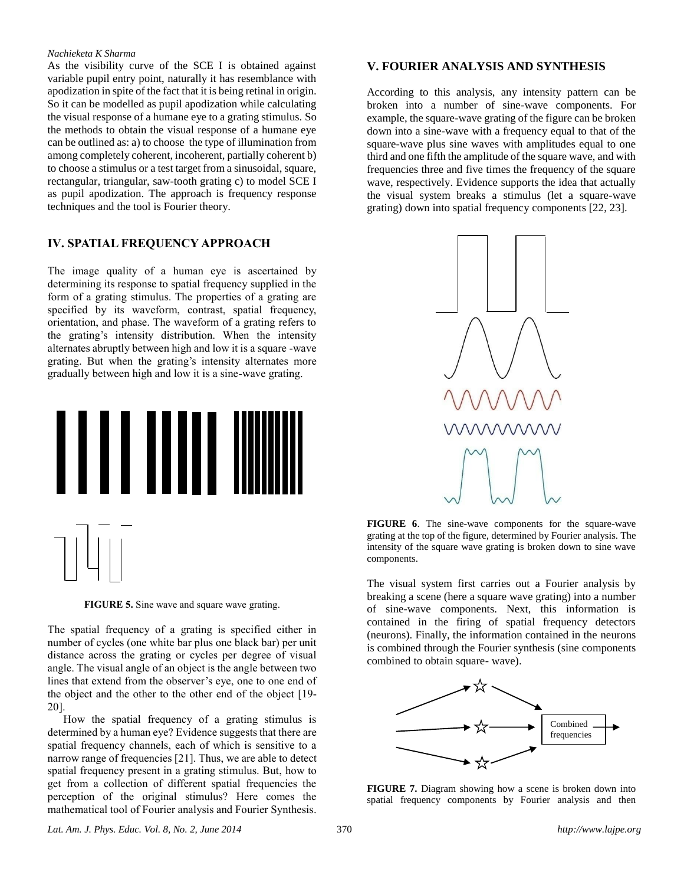As the visibility curve of the SCE I is obtained against variable pupil entry point, naturally it has resemblance with apodization in spite of the fact that it is being retinal in origin. So it can be modelled as pupil apodization while calculating the visual response of a humane eye to a grating stimulus. So the methods to obtain the visual response of a humane eye can be outlined as: a) to choose the type of illumination from among completely coherent, incoherent, partially coherent b) to choose a stimulus or a test target from a sinusoidal, square, rectangular, triangular, saw-tooth grating c) to model SCE I as pupil apodization. The approach is frequency response techniques and the tool is Fourier theory.

## IV. SPATIAL FREQUENCY APPROACH

The image quality of a human eye is ascertained by determining its response to spatial frequency supplied in the form of a grating stimulus. The properties of a grating are specified by its waveform, contrast, spatial frequency, orientation, and phase. The waveform of a grating refers to the grating's intensity distribution. When the intensity alternates abruptly between high and low it is a square -wave grating. But when the grating's intensity alternates more gradually between high and low it is a sine-wave grating.

**FIGURE 5.** Sine wave and square wave grating.

The spatial frequency of a grating is specified either in number of cycles (one white bar plus one black bar) per unit distance across the grating or cycles per degree of visual angle. The visual angle of an object is the angle between two lines that extend from the observer's eye, one to one end of the object and the other to the other end of the object [19-20].

How the spatial frequency of a grating stimulus is determined by a human eye? Evidence suggests that there are spatial frequency channels, each of which is sensitive to a narrow range of frequencies [21]. Thus, we are able to detect spatial frequency present in a grating stimulus. But, how to get from a collection of different spatial frequencies the perception of the original stimulus? Here comes the mathematical tool of Fourier analysis and Fourier Synthesis.

## V. FOURIER ANALYSIS AND SYNTHESIS

According to this analysis, any intensity pattern can be broken into a number of sine-wave components. For example, the square-wave grating of the figure can be broken down into a sine-wave with a frequency equal to that of the square-wave plus sine waves with amplitudes equal to one third and one fifth the amplitude of the square wave, and with frequencies three and five times the frequency of the square wave, respectively. Evidence supports the idea that actually the visual system breaks a stimulus (let a square-wave grating) down into spatial frequency components [22, 23].

**FIGURE 6**. The sine-wave components for the square-wave grating at the top of the figure, determined by Fourier analysis. The intensity of the square wave grating is broken down to sine wave components.

The visual system first carries out a Fourier analysis by breaking a scene (here a square wave grating) into a number of sine-wave components. Next, this information is contained in the firing of spatial frequency detectors (neurons). Finally, the information contained in the neurons is combined through the Fourier synthesis (sine components combined to obtain square- wave).

Combined frequencies

**FIGURE 7.** Diagram showing how a scene is broken down into spatial frequency components by Fourier analysis and then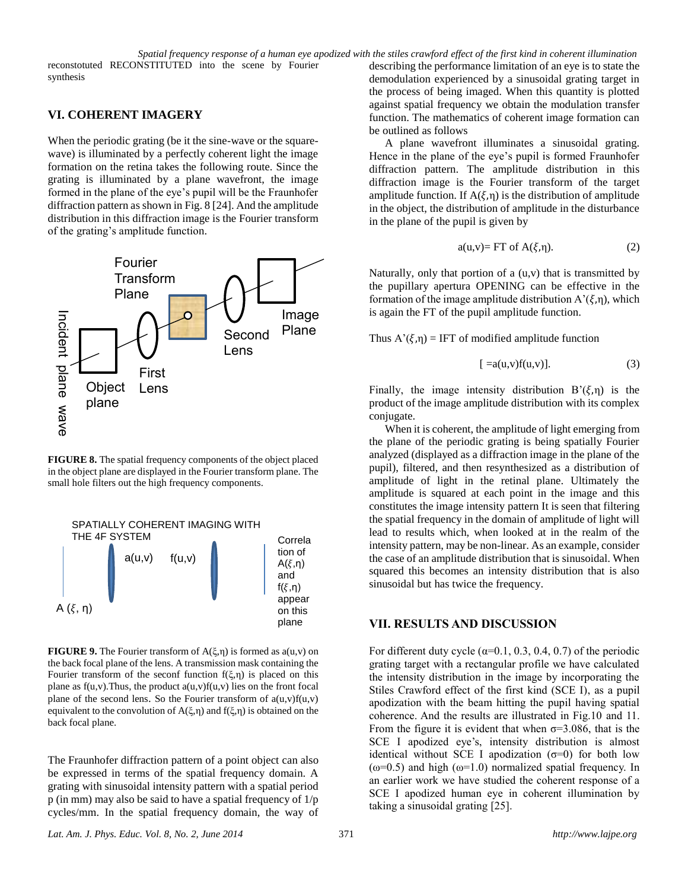reconstotuted RECONSTITUTED into the scene by Fourier synthesis

## VI. COHERENT IMAGERY

When the periodic grating (be it the sine-wave or the square-wave) is illuminated by a perfectly coherent light the image formation on the retina takes the following route. Since the grating is illuminated by a plane wavefront, the image formed in the plane of the eye's pupil will be the Fraunhofer diffraction pattern as shown in Fig. 8 [24]. And the amplitude distribution in this diffraction image is the Fourier transform of the grating's amplitude function.

**FIGURE 8.** The spatial frequency components of the object placed in the object plane are displayed in the Fourier transform plane. The small hole filters out the high frequency components.

**FIGURE 9.** The Fourier transform of $A(\xi,\eta)$ is formed as $a(u,v)$ on the back focal plane of the lens. A transmission mask containing the Fourier transform of the seconf function $f(\xi,\eta)$ is placed on this plane as $f(u,v)$.Thus, the product $a(u,v)f(u,v)$ lies on the front focal plane of the second lens. So the Fourier transform of $a(u,v)f(u,v)$ equivalent to the convolution of $A(\xi,\eta)$ and $f(\xi,\eta)$ is obtained on the back focal plane.

The Fraunhofer diffraction pattern of a point object can also be expressed in terms of the spatial frequency domain. A grating with sinusoidal intensity pattern with a spatial period p (in mm) may also be said to have a spatial frequency of 1/p cycles/mm. In the spatial frequency domain, the way of describing the performance limitation of an eye is to state the demodulation experienced by a sinusoidal grating target in the process of being imaged. When this quantity is plotted against spatial frequency we obtain the modulation transfer function. The mathematics of coherent image formation can be outlined as follows

A plane wavefront illuminates a sinusoidal grating. Hence in the plane of the eye's pupil is formed Fraunhofer diffraction pattern. The amplitude distribution in this diffraction image is the Fourier transform of the target amplitude function. If $A(\xi,\eta)$ is the distribution of amplitude in the object, the distribution of amplitude in the disturbance in the plane of the pupil is given by

$$a(u,v) = \text{FT of } A(\xi,\eta). \tag{2}$$

Naturally, only that portion of a (u,v) that is transmitted by the pupillary apertura OPENING can be effective in the formation of the image amplitude distribution $A'(\xi,\eta)$, which is again the FT of the pupil amplitude function.

Thus $A'(\xi,\eta)$ = IFT of modified amplitude function

$$[\, = a(u,v)f(u,v)]. \tag{3}$$

Finally, the image intensity distribution $B'(\xi,\eta)$ is the product of the image amplitude distribution with its complex conjugate.

When it is coherent, the amplitude of light emerging from the plane of the periodic grating is being spatially Fourier analyzed (displayed as a diffraction image in the plane of the pupil), filtered, and then resynthesized as a distribution of amplitude of light in the retinal plane. Ultimately the amplitude is squared at each point in the image and this constitutes the image intensity pattern It is seen that filtering the spatial frequency in the domain of amplitude of light will lead to results which, when looked at in the realm of the intensity pattern, may be non-linear. As an example, consider the case of an amplitude distribution that is sinusoidal. When squared this becomes an intensity distribution that is also sinusoidal but has twice the frequency.

## VII. RESULTS AND DISCUSSION

For different duty cycle ($\alpha$=0.1, 0.3, 0.4, 0.7) of the periodic grating target with a rectangular profile we have calculated the intensity distribution in the image by incorporating the Stiles Crawford effect of the first kind (SCE I), as a pupil apodization with the beam hitting the pupil having spatial coherence. And the results are illustrated in Fig.10 and 11. From the figure it is evident that when $\sigma$=3.086, that is the SCE I apodized eye's, intensity distribution is almost identical without SCE I apodization ($\sigma$=0) for both low ($\omega$=0.5) and high ($\omega$=1.0) normalized spatial frequency. In an earlier work we have studied the coherent response of a SCE I apodized human eye in coherent illumination by taking a sinusoidal grating [25].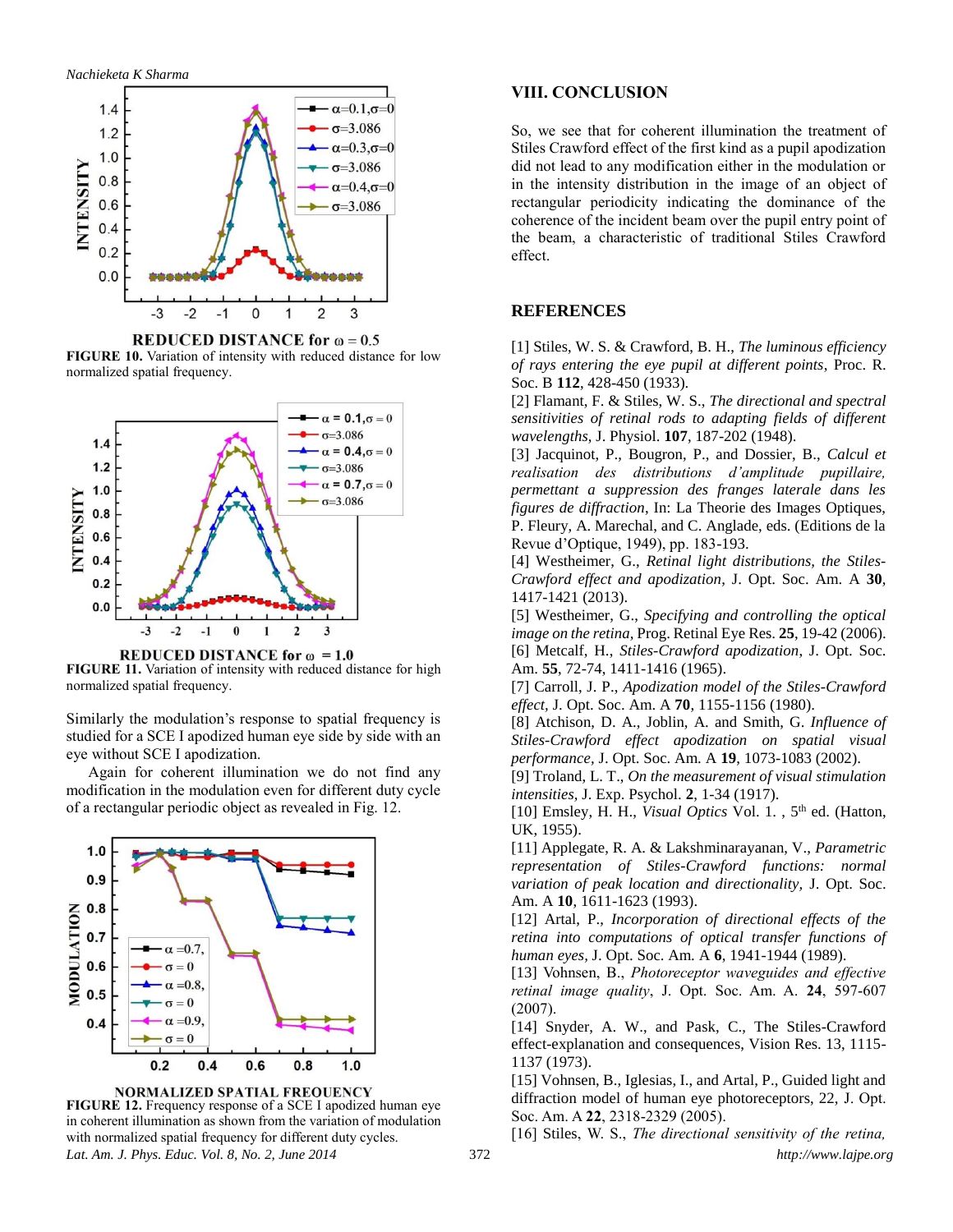FIGURE 10. Variation of intensity with reduced distance for low normalized spatial frequency.

FIGURE 11. Variation of intensity with reduced distance for high normalized spatial frequency.

Similarly the modulation's response to spatial frequency is studied for a SCE I apodized human eye side by side with an eye without SCE I apodization.

Again for coherent illumination we do not find any modification in the modulation even for different duty cycle of a rectangular periodic object as revealed in Fig. 12.

FIGURE 12. Frequency response of a SCE I apodized human eye in coherent illumination as shown from the variation of modulation with normalized spatial frequency for different duty cycles.

## VIII. CONCLUSION

So, we see that for coherent illumination the treatment of Stiles Crawford effect of the first kind as a pupil apodization did not lead to any modification either in the modulation or in the intensity distribution in the image of an object of rectangular periodicity indicating the dominance of the coherence of the incident beam over the pupil entry point of the beam, a characteristic of traditional Stiles Crawford effect.

## REFERENCES

[1] Stiles, W. S. & Crawford, B. H., *The luminous efficiency of rays entering the eye pupil at different points*, Proc. R. Soc. B **112**, 428-450 (1933).

[2] Flamant, F. & Stiles, W. S., *The directional and spectral sensitivities of retinal rods to adapting fields of different wavelengths*, J. Physiol. **107**, 187-202 (1948).

[3] Jacquinot, P., Bougron, P., and Dossier, B., *Calcul et realisation des distributions d'amplitude pupillaire, permettant a suppression des franges laterale dans les figures de diffraction*, In: La Theorie des Images Optiques, P. Fleury, A. Marechal, and C. Anglade, eds. (Editions de la Revue d'Optique, 1949), pp. 183-193.

[4] Westheimer, G., *Retinal light distributions, the Stiles-Crawford effect and apodization*, J. Opt. Soc. Am. A **30**, 1417-1421 (2013).

[5] Westheimer, G., *Specifying and controlling the optical image on the retina*, Prog. Retinal Eye Res. **25**, 19-42 (2006).

[6] Metcalf, H., *Stiles-Crawford apodization*, J. Opt. Soc. Am. **55**, 72-74, 1411-1416 (1965).

[7] Carroll, J. P., *Apodization model of the Stiles-Crawford effect*, J. Opt. Soc. Am. A **70**, 1155-1156 (1980).

[8] Atchison, D. A., Joblin, A. and Smith, G. *Influence of Stiles-Crawford effect apodization on spatial visual performance*, J. Opt. Soc. Am. A **19**, 1073-1083 (2002).

[9] Troland, L. T., *On the measurement of visual stimulation intensities*, J. Exp. Psychol. **2**, 1-34 (1917).

[10] Emsley, H. H., *Visual Optics* Vol. 1. , 5th ed. (Hatton, UK, 1955).

[11] Applegate, R. A. & Lakshminarayanan, V., *Parametric representation of Stiles-Crawford functions: normal variation of peak location and directionality*, J. Opt. Soc. Am. A **10**, 1611-1623 (1993).

[12] Artal, P., *Incorporation of directional effects of the retina into computations of optical transfer functions of human eyes*, J. Opt. Soc. Am. A **6**, 1941-1944 (1989).

[13] Vohnsen, B., *Photoreceptor waveguides and effective retinal image quality*, J. Opt. Soc. Am. A. **24**, 597-607 (2007).

[14] Snyder, A. W., and Pask, C., The Stiles-Crawford effect-explanation and consequences, Vision Res. 13, 1115-1137 (1973).

[15] Vohnsen, B., Iglesias, I., and Artal, P., Guided light and diffraction model of human eye photoreceptors, 22, J. Opt. Soc. Am. A **22**, 2318-2329 (2005).

[16] Stiles, W. S., *The directional sensitivity of the retina,*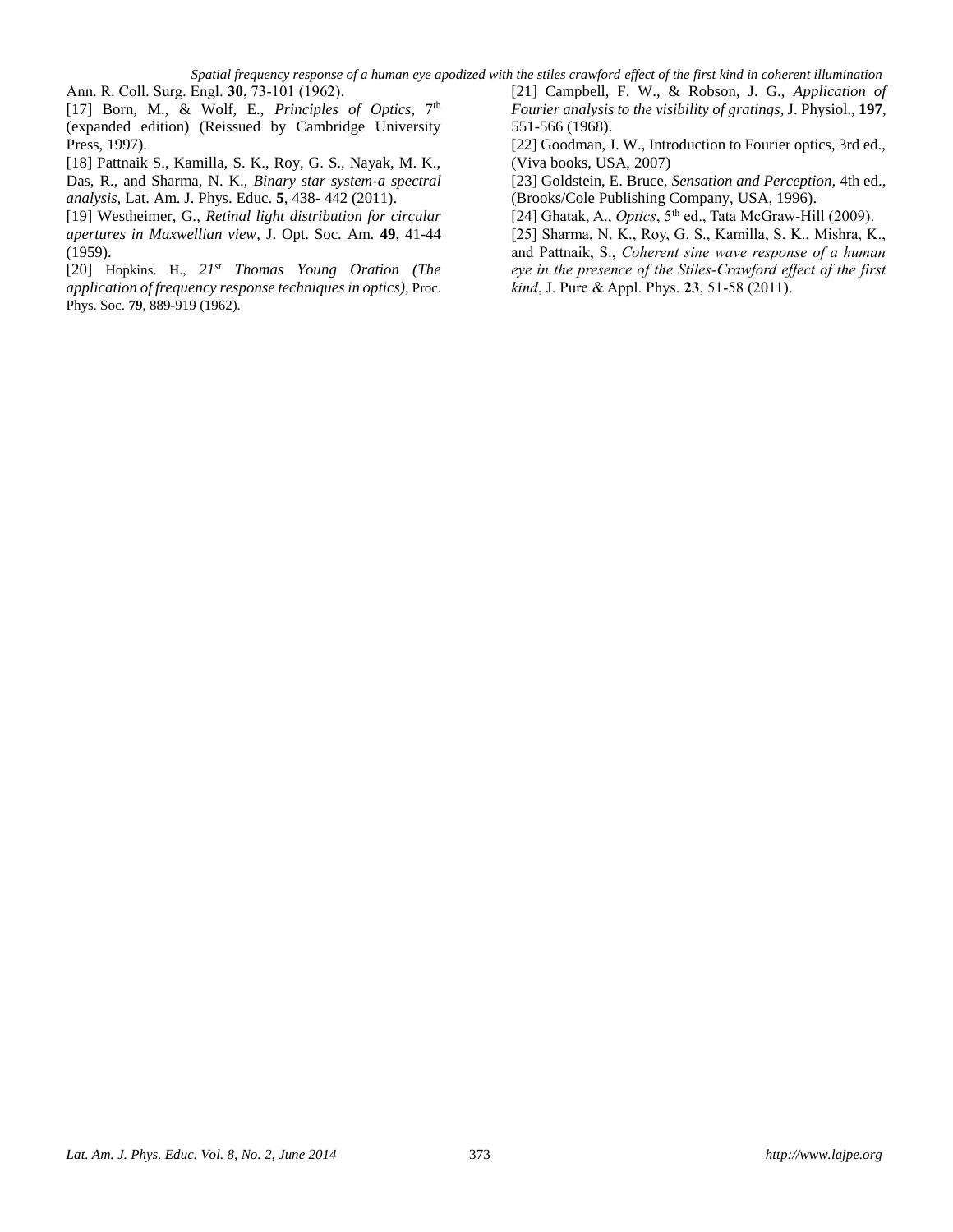Ann. R. Coll. Surg. Engl. **30**, 73-101 (1962).

[17] Born, M., & Wolf, E., *Principles of Optics*, 7th (expanded edition) (Reissued by Cambridge University Press, 1997).

[18] Pattnaik S., Kamilla, S. K., Roy, G. S., Nayak, M. K., Das, R., and Sharma, N. K., *Binary star system-a spectral analysis*, Lat. Am. J. Phys. Educ. **5**, 438- 442 (2011).

[19] Westheimer, G., *Retinal light distribution for circular apertures in Maxwellian view*, J. Opt. Soc. Am. **49**, 41-44 (1959).

[20] Hopkins. H., *21st Thomas Young Oration (The application of frequency response techniques in optics)*, Proc. Phys. Soc. **79**, 889-919 (1962).

[21] Campbell, F. W., & Robson, J. G., *Application of Fourier analysis to the visibility of gratings*, J. Physiol., **197**, 551-566 (1968).

[22] Goodman, J. W., Introduction to Fourier optics, 3rd ed., (Viva books, USA, 2007)

[23] Goldstein, E. Bruce, *Sensation and Perception,* 4th ed., (Brooks/Cole Publishing Company, USA, 1996).

[24] Ghatak, A., *Optics*, 5th ed., Tata McGraw-Hill (2009).

[25] Sharma, N. K., Roy, G. S., Kamilla, S. K., Mishra, K., and Pattnaik, S., *Coherent sine wave response of a human eye in the presence of the Stiles-Crawford effect of the first kind*, J. Pure & Appl. Phys. **23**, 51-58 (2011).